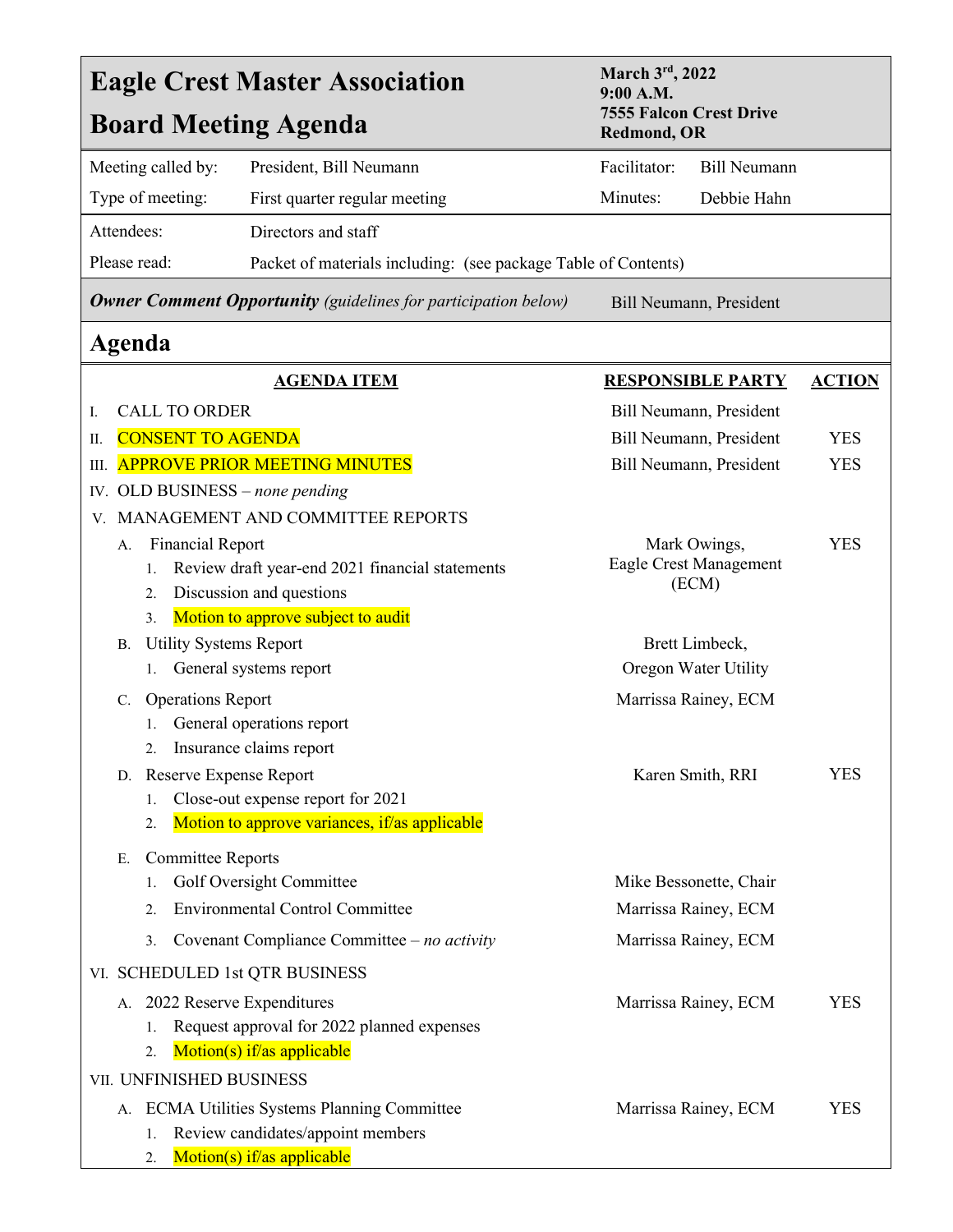# Eagle Crest Master Association

# Board Meeting Agenda

**March 3rd, 2022**
**9:00 A.M.**
**7555 Falcon Crest Drive**
**Redmond, OR**

| | | | |
|---|---|---|---|
| Meeting called by: | President, Bill Neumann | Facilitator: | Bill Neumann |
| Type of meeting: | First quarter regular meeting | Minutes: | Debbie Hahn |

| | |
|---|---|
| Attendees: | Directors and staff |
| Please read: | Packet of materials including: (see package Table of Contents) |

***Owner Comment Opportunity*** *(guidelines for participation below)* — Bill Neumann, President

## Agenda

| AGENDA ITEM | RESPONSIBLE PARTY | ACTION |
|---|---|---|
| I. CALL TO ORDER | Bill Neumann, President | |
| II. CONSENT TO AGENDA | Bill Neumann, President | YES |
| III. APPROVE PRIOR MEETING MINUTES | Bill Neumann, President | YES |
| IV. OLD BUSINESS – *none pending* | | |
| V. MANAGEMENT AND COMMITTEE REPORTS | | |
| A. Financial Report | Mark Owings, Eagle Crest Management (ECM) | YES |
| 1. Review draft year-end 2021 financial statements | | |
| 2. Discussion and questions | | |
| 3. Motion to approve subject to audit | | |
| B. Utility Systems Report | Brett Limbeck, Oregon Water Utility | |
| 1. General systems report | | |
| C. Operations Report | Marrissa Rainey, ECM | |
| 1. General operations report | | |
| 2. Insurance claims report | | |
| D. Reserve Expense Report | Karen Smith, RRI | YES |
| 1. Close-out expense report for 2021 | | |
| 2. Motion to approve variances, if/as applicable | | |
| E. Committee Reports | | |
| 1. Golf Oversight Committee | Mike Bessonette, Chair | |
| 2. Environmental Control Committee | Marrissa Rainey, ECM | |
| 3. Covenant Compliance Committee – *no activity* | Marrissa Rainey, ECM | |
| VI. SCHEDULED 1st QTR BUSINESS | | |
| A. 2022 Reserve Expenditures | Marrissa Rainey, ECM | YES |
| 1. Request approval for 2022 planned expenses | | |
| 2. Motion(s) if/as applicable | | |
| VII. UNFINISHED BUSINESS | | |
| A. ECMA Utilities Systems Planning Committee | Marrissa Rainey, ECM | YES |
| 1. Review candidates/appoint members | | |
| 2. Motion(s) if/as applicable | | |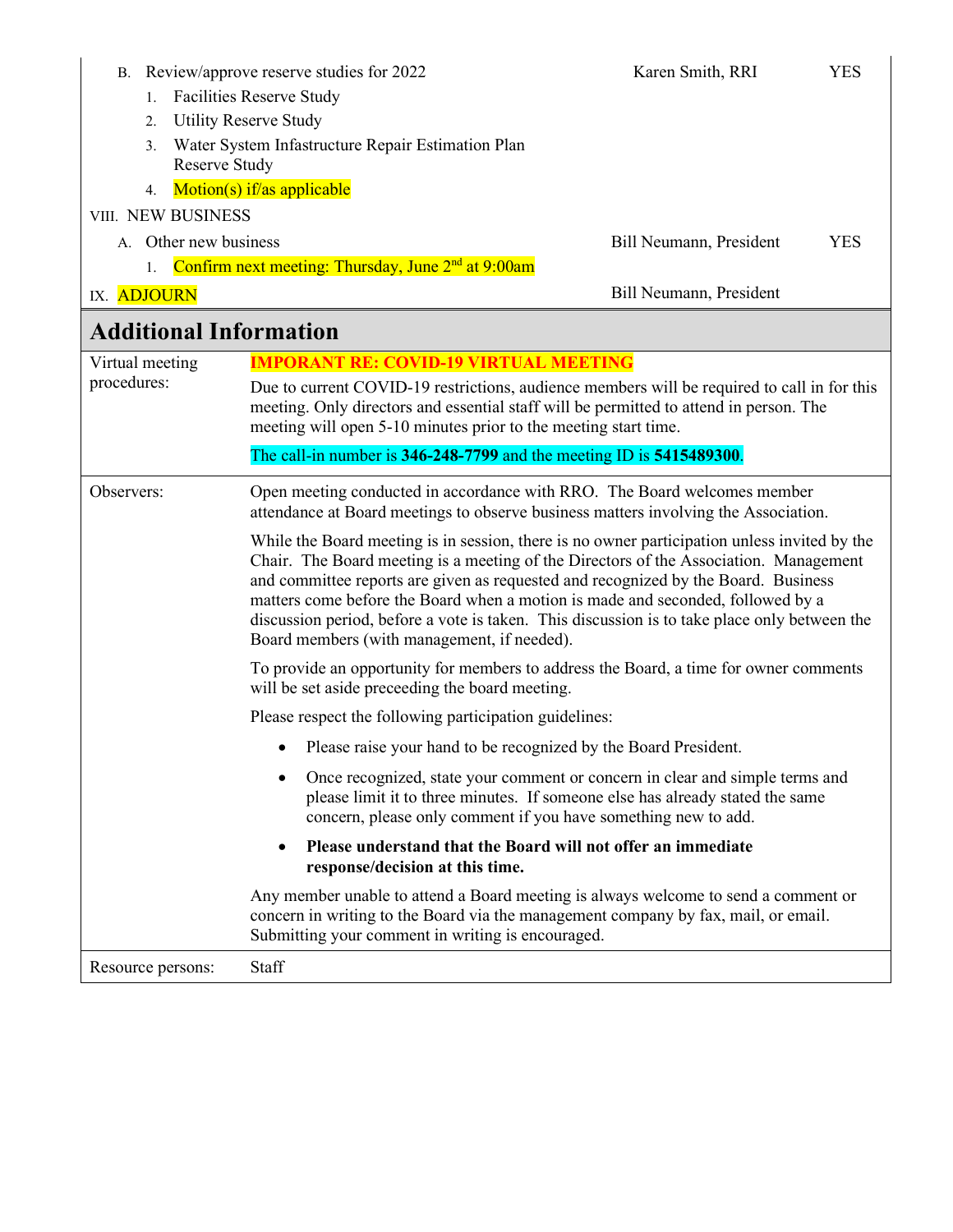| | | |
|---|---|---|
| B. Review/approve reserve studies for 2022 | Karen Smith, RRI | YES |
| 1. Facilities Reserve Study | | |
| 2. Utility Reserve Study | | |
| 3. Water System Infastructure Repair Estimation Plan Reserve Study | | |
| 4. Motion(s) if/as applicable | | |
| VIII. NEW BUSINESS | | |
| A. Other new business | Bill Neumann, President | YES |
| 1. Confirm next meeting: Thursday, June 2nd at 9:00am | | |
| IX. ADJOURN | Bill Neumann, President | |

## Additional Information

| | |
|---|---|
| Virtual meeting procedures: | **IMPORANT RE: COVID-19 VIRTUAL MEETING**<br><br>Due to current COVID-19 restrictions, audience members will be required to call in for this meeting. Only directors and essential staff will be permitted to attend in person. The meeting will open 5-10 minutes prior to the meeting start time.<br><br>The call-in number is **346-248-7799** and the meeting ID is **5415489300**. |
| Observers: | Open meeting conducted in accordance with RRO. The Board welcomes member attendance at Board meetings to observe business matters involving the Association.<br><br>While the Board meeting is in session, there is no owner participation unless invited by the Chair. The Board meeting is a meeting of the Directors of the Association. Management and committee reports are given as requested and recognized by the Board. Business matters come before the Board when a motion is made and seconded, followed by a discussion period, before a vote is taken. This discussion is to take place only between the Board members (with management, if needed).<br><br>To provide an opportunity for members to address the Board, a time for owner comments will be set aside preceeding the board meeting.<br><br>Please respect the following participation guidelines:<br><br>• Please raise your hand to be recognized by the Board President.<br>• Once recognized, state your comment or concern in clear and simple terms and please limit it to three minutes. If someone else has already stated the same concern, please only comment if you have something new to add.<br>• **Please understand that the Board will not offer an immediate response/decision at this time.**<br><br>Any member unable to attend a Board meeting is always welcome to send a comment or concern in writing to the Board via the management company by fax, mail, or email. Submitting your comment in writing is encouraged. |
| Resource persons: | Staff |